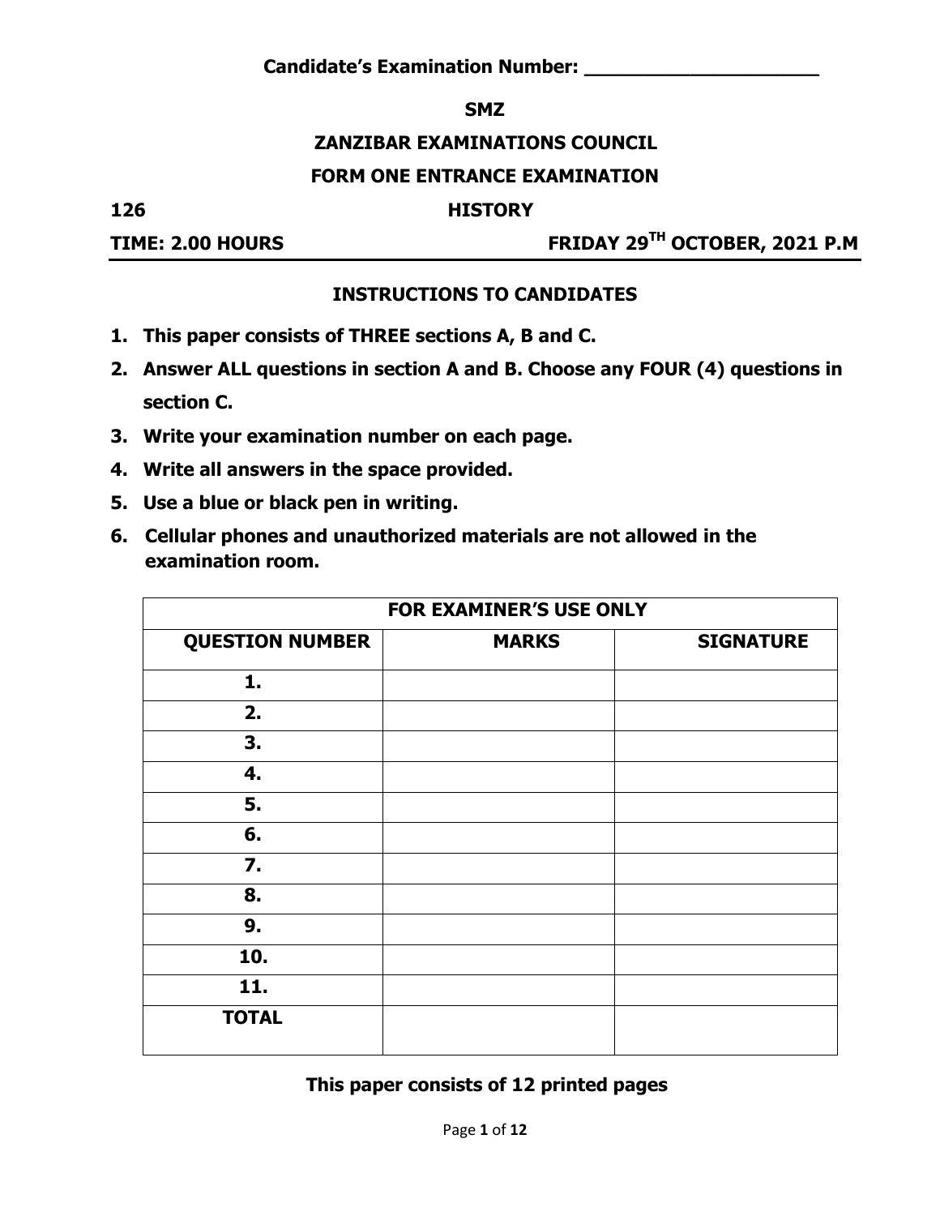**Candidate's Examination Number: ______________________**

**SMZ**

**ZANZIBAR EXAMINATIONS COUNCIL**

**FORM ONE ENTRANCE EXAMINATION**

**126 HISTORY**

**TIME: 2.00 HOURS FRIDAY 29TH OCTOBER, 2021 P.M**

## INSTRUCTIONS TO CANDIDATES

1. **This paper consists of THREE sections A, B and C.**
2. **Answer ALL questions in section A and B. Choose any FOUR (4) questions in section C.**
3. **Write your examination number on each page.**
4. **Write all answers in the space provided.**
5. **Use a blue or black pen in writing.**
6. **Cellular phones and unauthorized materials are not allowed in the examination room.**

| FOR EXAMINER'S USE ONLY | | |
|---|---|---|
| **QUESTION NUMBER** | **MARKS** | **SIGNATURE** |
| **1.** | | |
| **2.** | | |
| **3.** | | |
| **4.** | | |
| **5.** | | |
| **6.** | | |
| **7.** | | |
| **8.** | | |
| **9.** | | |
| **10.** | | |
| **11.** | | |
| **TOTAL** | | |

**This paper consists of 12 printed pages**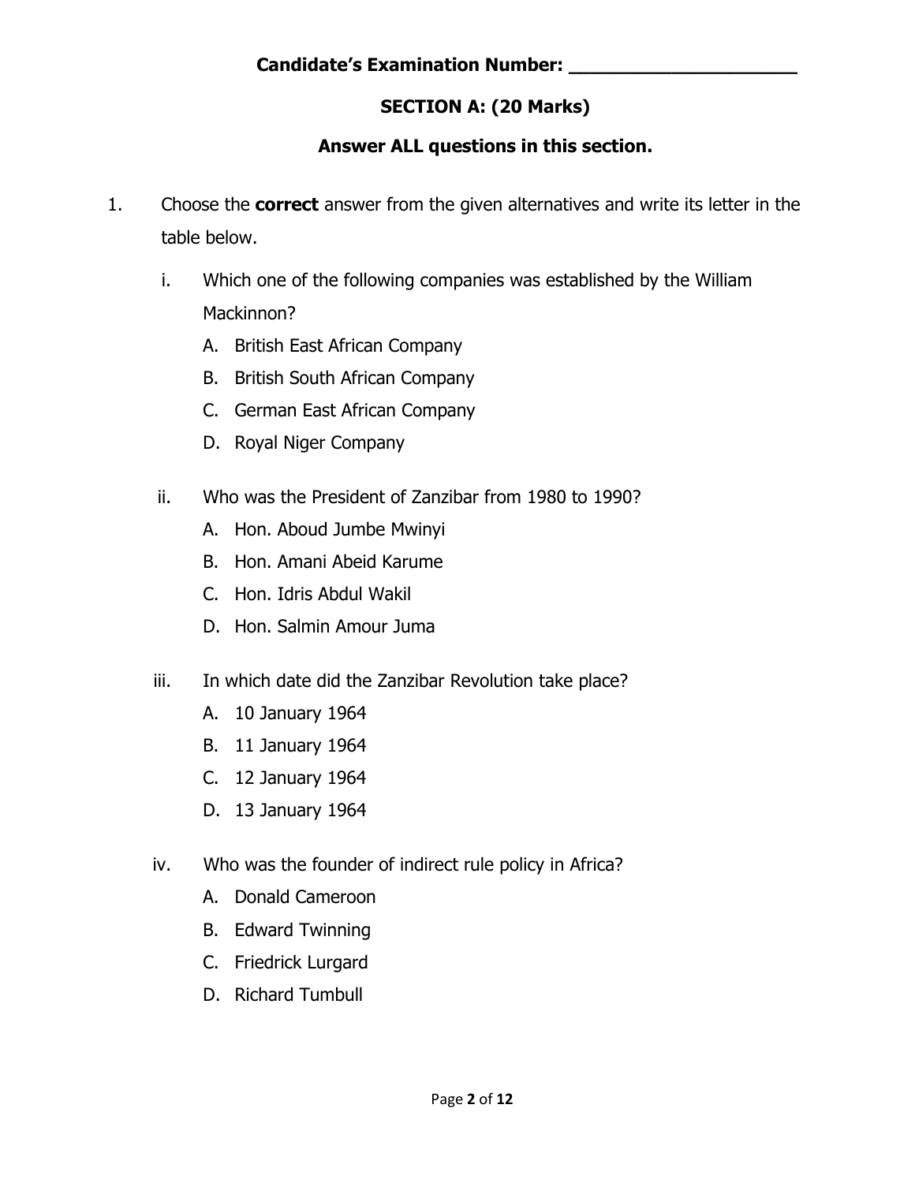**Candidate's Examination Number: ______________________**

## SECTION A: (20 Marks)

**Answer ALL questions in this section.**

1. Choose the **correct** answer from the given alternatives and write its letter in the table below.

   i. Which one of the following companies was established by the William Mackinnon?
      A. British East African Company
      B. British South African Company
      C. German East African Company
      D. Royal Niger Company

   ii. Who was the President of Zanzibar from 1980 to 1990?
      A. Hon. Aboud Jumbe Mwinyi
      B. Hon. Amani Abeid Karume
      C. Hon. Idris Abdul Wakil
      D. Hon. Salmin Amour Juma

   iii. In which date did the Zanzibar Revolution take place?
      A. 10 January 1964
      B. 11 January 1964
      C. 12 January 1964
      D. 13 January 1964

   iv. Who was the founder of indirect rule policy in Africa?
      A. Donald Cameroon
      B. Edward Twinning
      C. Friedrick Lurgard
      D. Richard Tumbull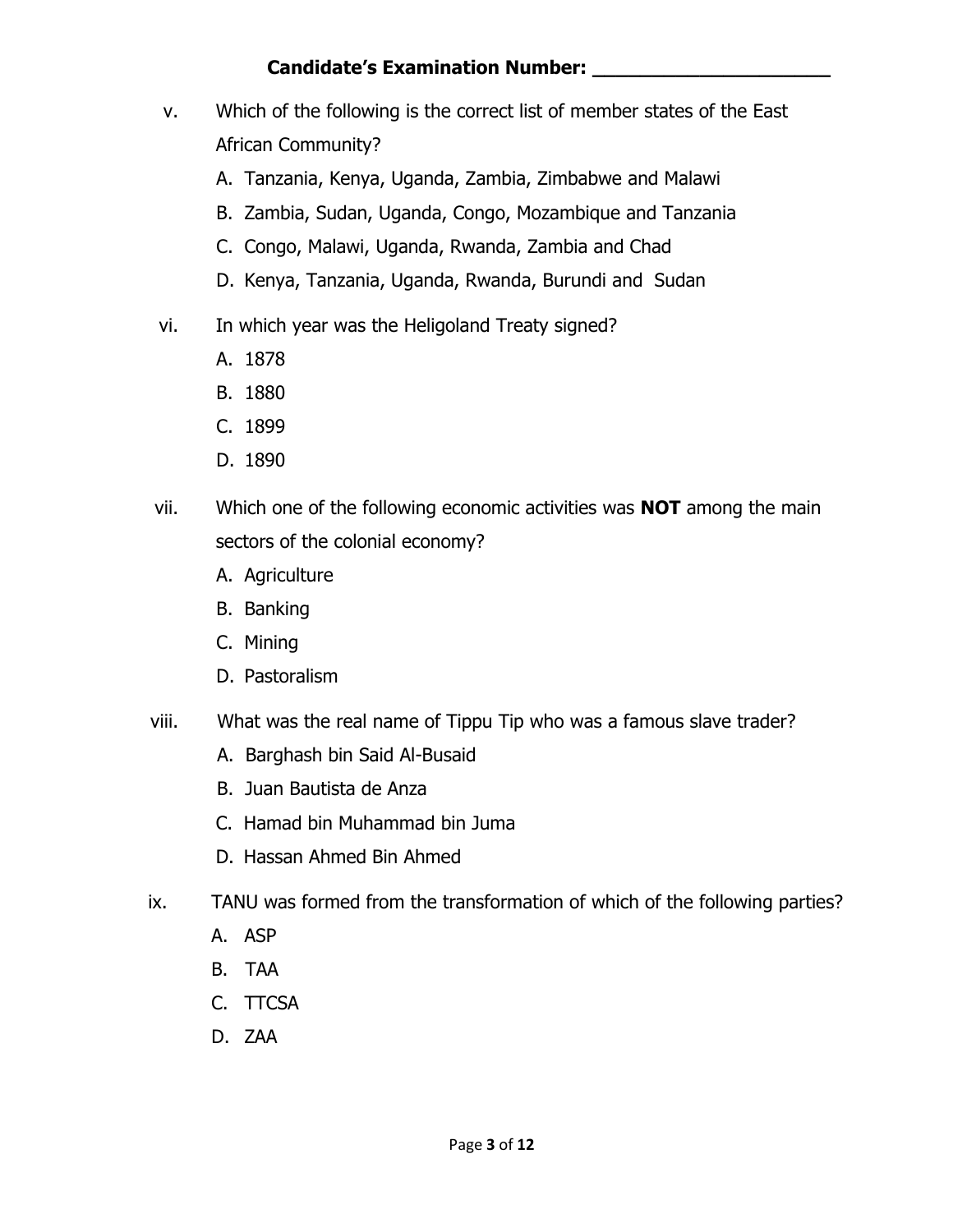**Candidate's Examination Number: ____________________**

v. Which of the following is the correct list of member states of the East African Community?

   A. Tanzania, Kenya, Uganda, Zambia, Zimbabwe and Malawi
   B. Zambia, Sudan, Uganda, Congo, Mozambique and Tanzania
   C. Congo, Malawi, Uganda, Rwanda, Zambia and Chad
   D. Kenya, Tanzania, Uganda, Rwanda, Burundi and Sudan

vi. In which year was the Heligoland Treaty signed?

   A. 1878
   B. 1880
   C. 1899
   D. 1890

vii. Which one of the following economic activities was **NOT** among the main sectors of the colonial economy?

   A. Agriculture
   B. Banking
   C. Mining
   D. Pastoralism

viii. What was the real name of Tippu Tip who was a famous slave trader?

   A. Barghash bin Said Al-Busaid
   B. Juan Bautista de Anza
   C. Hamad bin Muhammad bin Juma
   D. Hassan Ahmed Bin Ahmed

ix. TANU was formed from the transformation of which of the following parties?

   A. ASP
   B. TAA
   C. TTCSA
   D. ZAA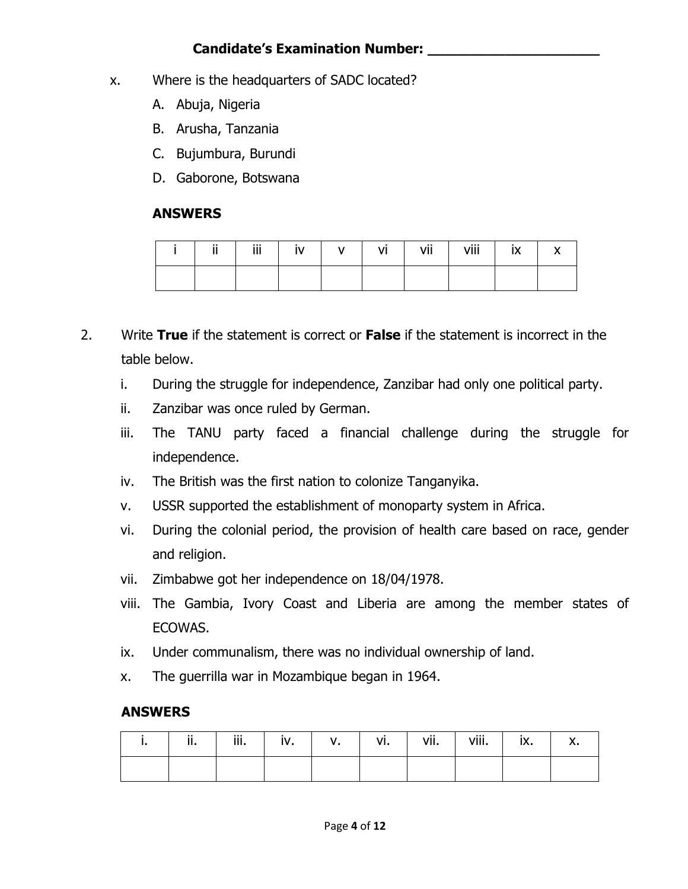**Candidate's Examination Number: ______________________**

x. Where is the headquarters of SADC located?

A. Abuja, Nigeria

B. Arusha, Tanzania

C. Bujumbura, Burundi

D. Gaborone, Botswana

**ANSWERS**

| i | ii | iii | iv | v | vi | vii | viii | ix | x |
|---|---|---|---|---|---|---|---|---|---|
| | | | | | | | | | |

2. Write **True** if the statement is correct or **False** if the statement is incorrect in the table below.

i. During the struggle for independence, Zanzibar had only one political party.

ii. Zanzibar was once ruled by German.

iii. The TANU party faced a financial challenge during the struggle for independence.

iv. The British was the first nation to colonize Tanganyika.

v. USSR supported the establishment of monoparty system in Africa.

vi. During the colonial period, the provision of health care based on race, gender and religion.

vii. Zimbabwe got her independence on 18/04/1978.

viii. The Gambia, Ivory Coast and Liberia are among the member states of ECOWAS.

ix. Under communalism, there was no individual ownership of land.

x. The guerrilla war in Mozambique began in 1964.

**ANSWERS**

| i. | ii. | iii. | iv. | v. | vi. | vii. | viii. | ix. | x. |
|---|---|---|---|---|---|---|---|---|---|
| | | | | | | | | | |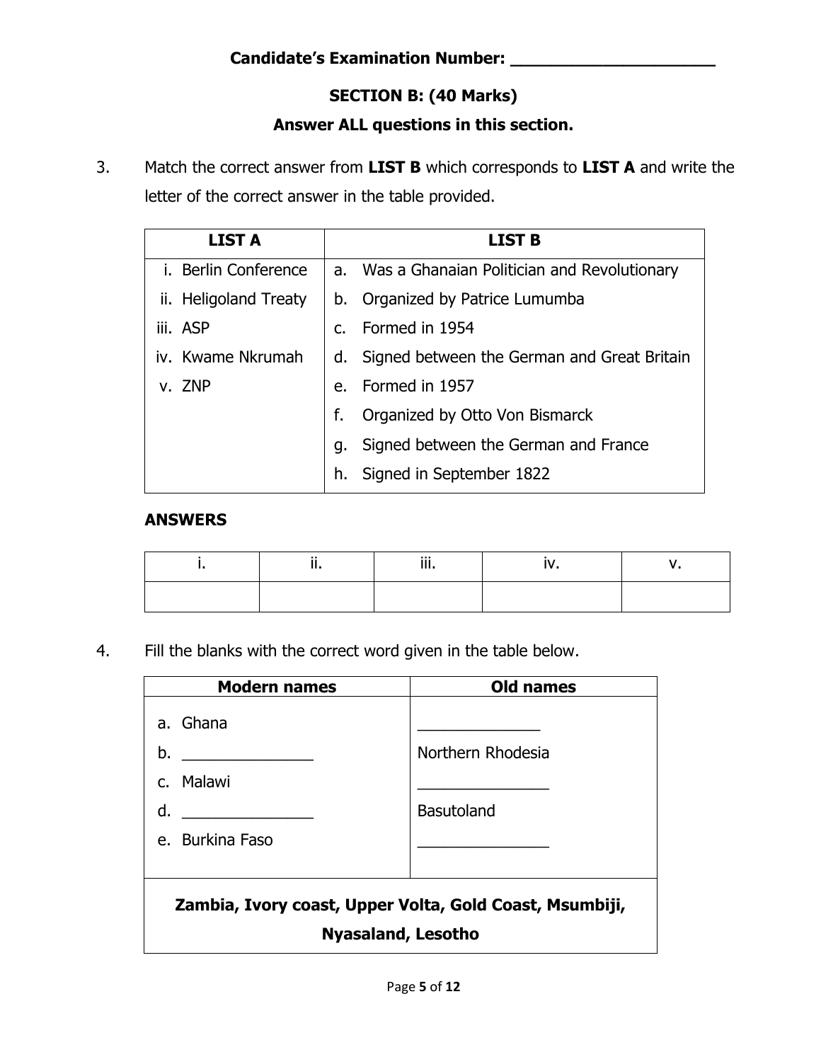**Candidate's Examination Number: ______________________**

## SECTION B: (40 Marks)

**Answer ALL questions in this section.**

3. Match the correct answer from **LIST B** which corresponds to **LIST A** and write the letter of the correct answer in the table provided.

| LIST A | LIST B |
|---|---|
| i. Berlin Conference | a. Was a Ghanaian Politician and Revolutionary |
| ii. Heligoland Treaty | b. Organized by Patrice Lumumba |
| iii. ASP | c. Formed in 1954 |
| iv. Kwame Nkrumah | d. Signed between the German and Great Britain |
| v. ZNP | e. Formed in 1957 |
| | f. Organized by Otto Von Bismarck |
| | g. Signed between the German and France |
| | h. Signed in September 1822 |

**ANSWERS**

| i. | ii. | iii. | iv. | v. |
|---|---|---|---|---|
| | | | | |

4. Fill the blanks with the correct word given in the table below.

| Modern names | Old names |
|---|---|
| a. Ghana | ______________ |
| b. _______________ | Northern Rhodesia |
| c. Malawi | _______________ |
| d. _______________ | Basutoland |
| e. Burkina Faso | _______________ |

**Zambia, Ivory coast, Upper Volta, Gold Coast, Msumbiji, Nyasaland, Lesotho**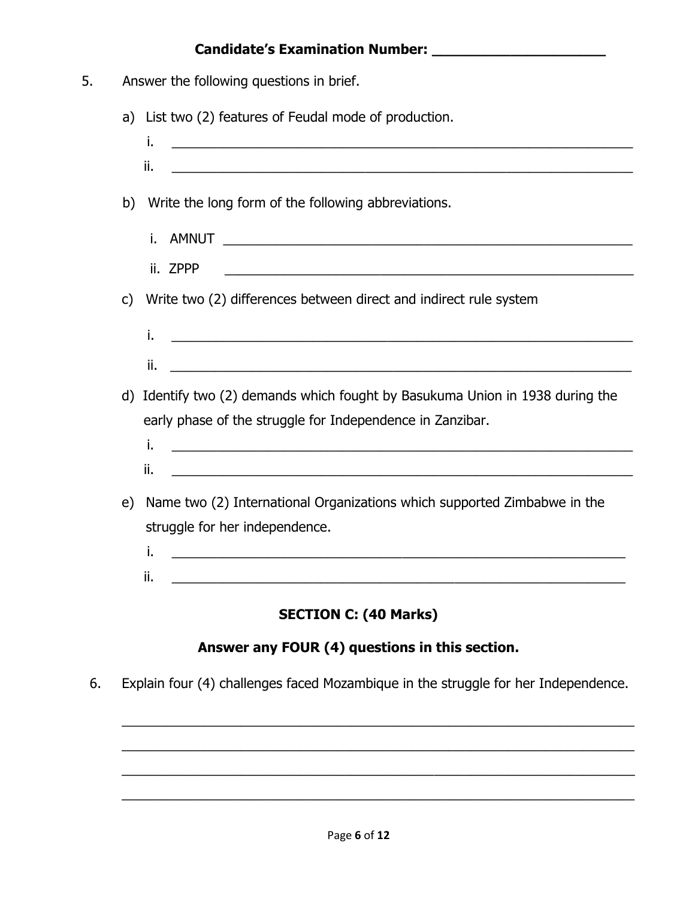**Candidate's Examination Number: ______________________**

5. Answer the following questions in brief.

   a) List two (2) features of Feudal mode of production.

      i. ________________________________________________________________

      ii. ________________________________________________________________

   b) Write the long form of the following abbreviations.

      i. AMNUT ____________________________________________________________

      ii. ZPPP ____________________________________________________________

   c) Write two (2) differences between direct and indirect rule system

      i. ________________________________________________________________

      ii. ________________________________________________________________

   d) Identify two (2) demands which fought by Basukuma Union in 1938 during the early phase of the struggle for Independence in Zanzibar.

      i. ________________________________________________________________

      ii. ________________________________________________________________

   e) Name two (2) International Organizations which supported Zimbabwe in the struggle for her independence.

      i. ________________________________________________________________

      ii. ________________________________________________________________

## SECTION C: (40 Marks)

### Answer any FOUR (4) questions in this section.

6. Explain four (4) challenges faced Mozambique in the struggle for her Independence.

____________________________________________________________________________

____________________________________________________________________________

____________________________________________________________________________

____________________________________________________________________________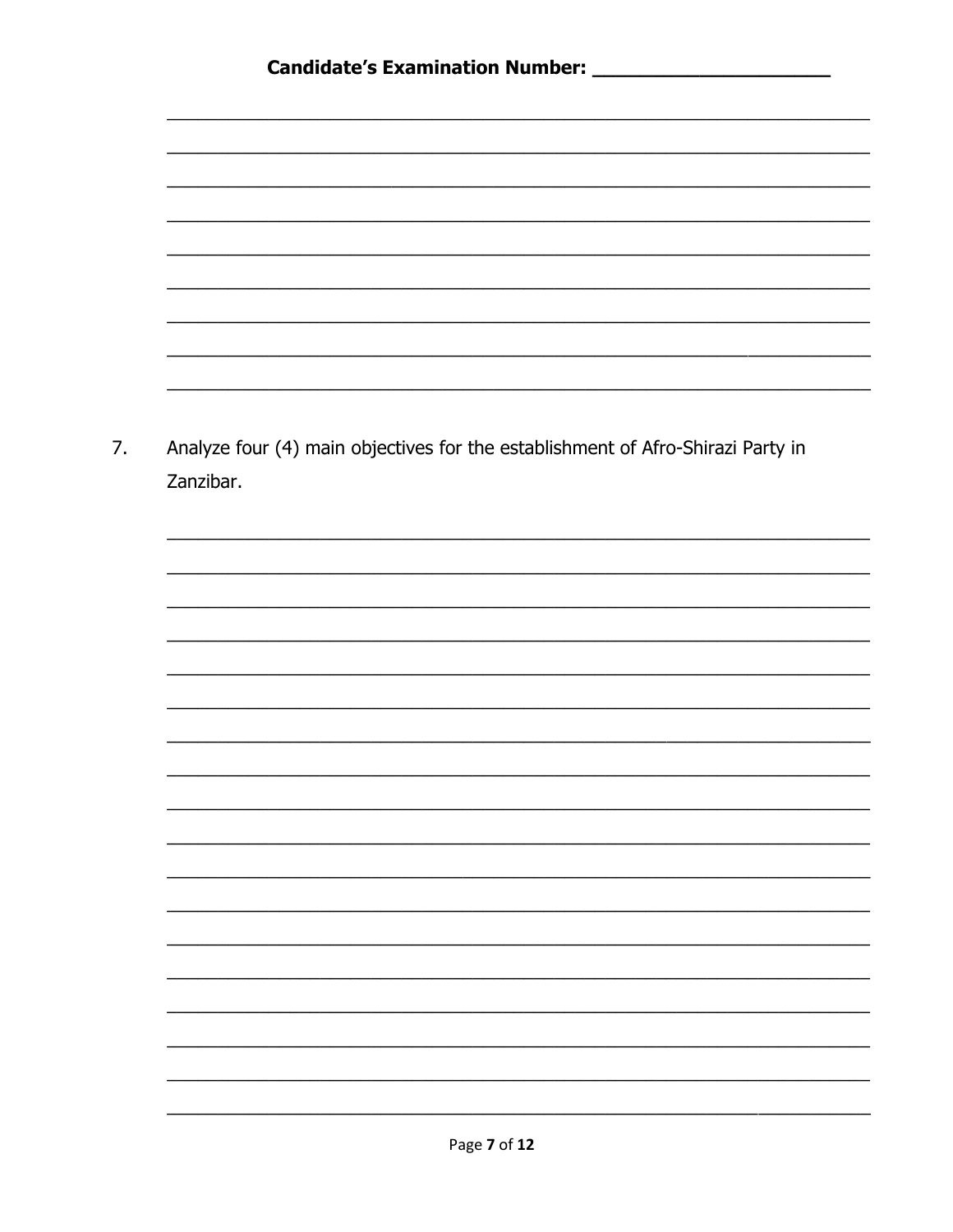7. Analyze four (4) main objectives for the establishment of Afro-Shirazi Party in Zanzibar.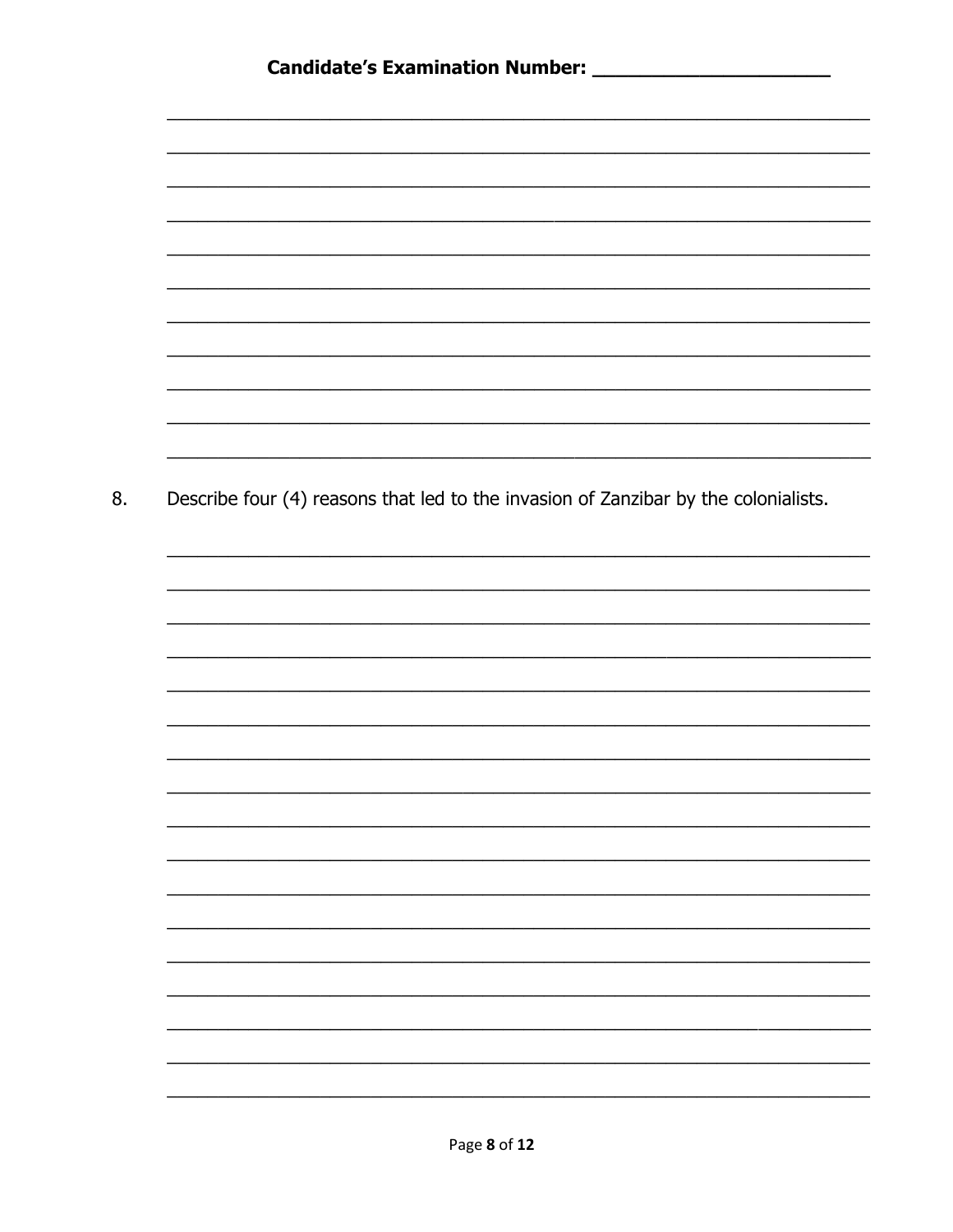**Candidate's Examination Number: ____________________**

8. Describe four (4) reasons that led to the invasion of Zanzibar by the colonialists.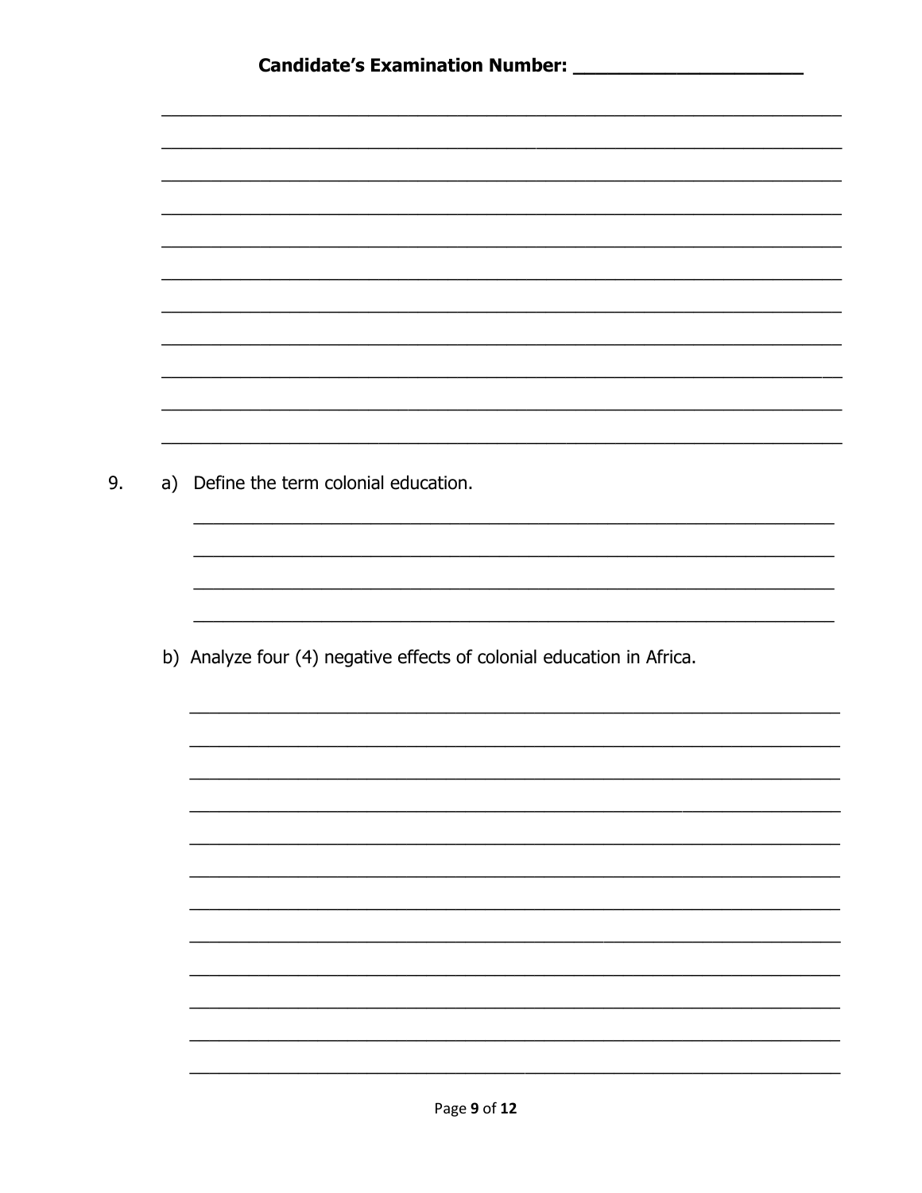**Candidate's Examination Number: ____________________**

9. a) Define the term colonial education.

b) Analyze four (4) negative effects of colonial education in Africa.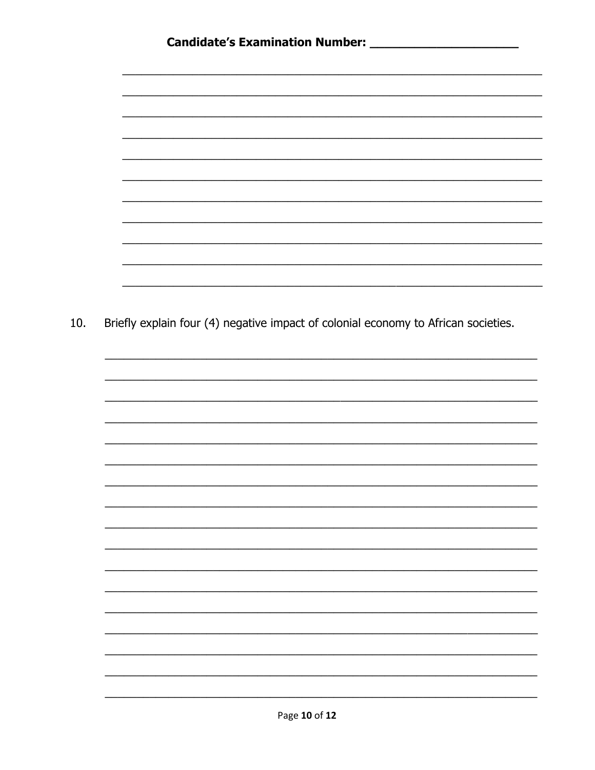**Candidate's Examination Number: ____________________**

10. Briefly explain four (4) negative impact of colonial economy to African societies.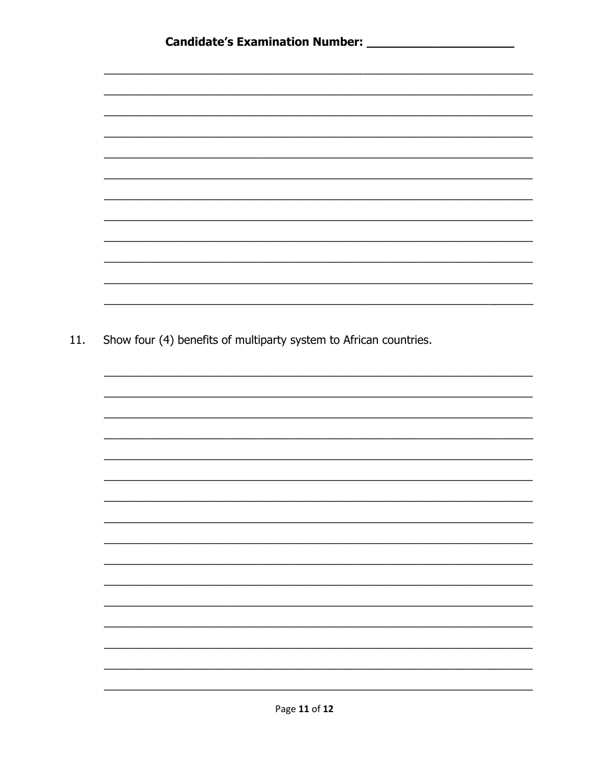**Candidate's Examination Number: ____________________**

11. Show four (4) benefits of multiparty system to African countries.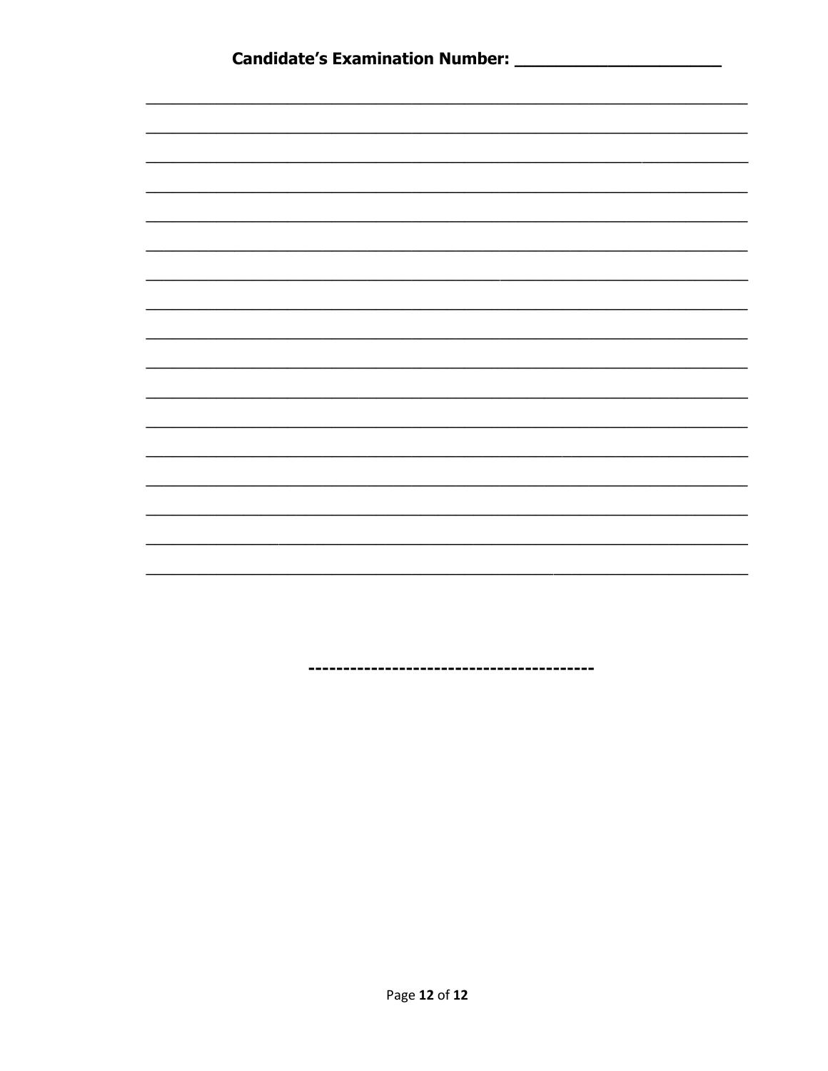**Candidate's Examination Number: ____________________**

______________________________________________________________________

______________________________________________________________________

______________________________________________________________________

______________________________________________________________________

______________________________________________________________________

______________________________________________________________________

______________________________________________________________________

______________________________________________________________________

______________________________________________________________________

______________________________________________________________________

______________________________________________________________________

______________________________________________________________________

______________________________________________________________________

______________________________________________________________________

______________________________________________________________________

______________________________________________________________________

______________________________________________________________________

----------------------------------------